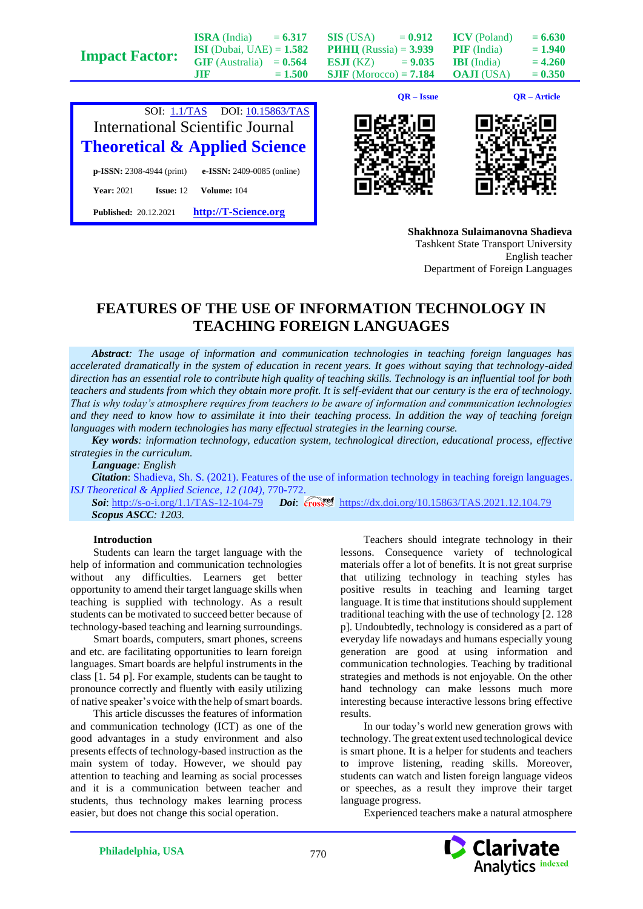SOI: 1.1/TAS DOI: 10.15863/TAS

International Scientific Journal

**Theoretical & Applied Science**

**p-ISSN:** 2308-4944 (print) **e-ISSN:** 2409-0085 (online)

**Year:** 2021 **Issue:** 12 **Volume:** 104

**Published:** 20.12.2021 **http://T-Science.org**

**Shakhnoza Sulaimanovna Shadieva**
Tashkent State Transport University
English teacher
Department of Foreign Languages

# FEATURES OF THE USE OF INFORMATION TECHNOLOGY IN TEACHING FOREIGN LANGUAGES

***Abstract****: The usage of information and communication technologies in teaching foreign languages has accelerated dramatically in the system of education in recent years. It goes without saying that technology-aided direction has an essential role to contribute high quality of teaching skills. Technology is an influential tool for both teachers and students from which they obtain more profit. It is self-evident that our century is the era of technology. That is why today's atmosphere requires from teachers to be aware of information and communication technologies and they need to know how to assimilate it into their teaching process. In addition the way of teaching foreign languages with modern technologies has many effectual strategies in the learning course.*

***Key words****: information technology, education system, technological direction, educational process, effective strategies in the curriculum.*

***Language****: English*

***Citation***: Shadieva, Sh. S. (2021). Features of the use of information technology in teaching foreign languages. *ISJ Theoretical & Applied Science, 12 (104)*, 770-772.

***Soi***: http://s-o-i.org/1.1/TAS-12-104-79 ***Doi***: https://dx.doi.org/10.15863/TAS.2021.12.104.79

***Scopus ASCC****: 1203.*

## Introduction

Students can learn the target language with the help of information and communication technologies without any difficulties. Learners get better opportunity to amend their target language skills when teaching is supplied with technology. As a result students can be motivated to succeed better because of technology-based teaching and learning surroundings.

Smart boards, computers, smart phones, screens and etc. are facilitating opportunities to learn foreign languages. Smart boards are helpful instruments in the class [1. 54 p]. For example, students can be taught to pronounce correctly and fluently with easily utilizing of native speaker's voice with the help of smart boards.

This article discusses the features of information and communication technology (ICT) as one of the good advantages in a study environment and also presents effects of technology-based instruction as the main system of today. However, we should pay attention to teaching and learning as social processes and it is a communication between teacher and students, thus technology makes learning process easier, but does not change this social operation.

Teachers should integrate technology in their lessons. Consequence variety of technological materials offer a lot of benefits. It is not great surprise that utilizing technology in teaching styles has positive results in teaching and learning target language. It is time that institutions should supplement traditional teaching with the use of technology [2. 128 p]. Undoubtedly, technology is considered as a part of everyday life nowadays and humans especially young generation are good at using information and communication technologies. Teaching by traditional strategies and methods is not enjoyable. On the other hand technology can make lessons much more interesting because interactive lessons bring effective results.

In our today's world new generation grows with technology. The great extent used technological device is smart phone. It is a helper for students and teachers to improve listening, reading skills. Moreover, students can watch and listen foreign language videos or speeches, as a result they improve their target language progress.

Experienced teachers make a natural atmosphere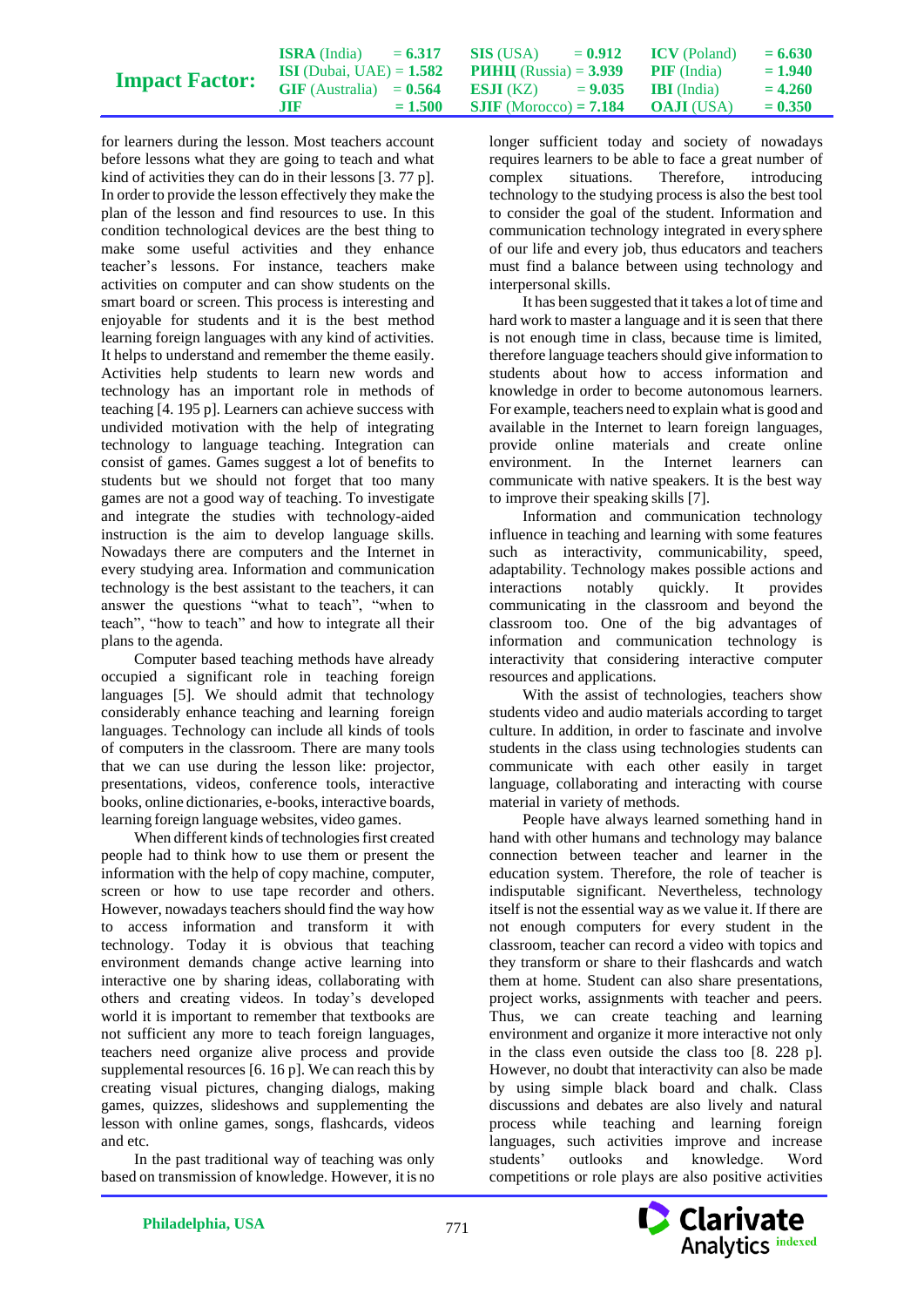for learners during the lesson. Most teachers account before lessons what they are going to teach and what kind of activities they can do in their lessons [3. 77 p]. In order to provide the lesson effectively they make the plan of the lesson and find resources to use. In this condition technological devices are the best thing to make some useful activities and they enhance teacher's lessons. For instance, teachers make activities on computer and can show students on the smart board or screen. This process is interesting and enjoyable for students and it is the best method learning foreign languages with any kind of activities. It helps to understand and remember the theme easily. Activities help students to learn new words and technology has an important role in methods of teaching [4. 195 p]. Learners can achieve success with undivided motivation with the help of integrating technology to language teaching. Integration can consist of games. Games suggest a lot of benefits to students but we should not forget that too many games are not a good way of teaching. To investigate and integrate the studies with technology-aided instruction is the aim to develop language skills. Nowadays there are computers and the Internet in every studying area. Information and communication technology is the best assistant to the teachers, it can answer the questions "what to teach", "when to teach", "how to teach" and how to integrate all their plans to the agenda.

Computer based teaching methods have already occupied a significant role in teaching foreign languages [5]. We should admit that technology considerably enhance teaching and learning foreign languages. Technology can include all kinds of tools of computers in the classroom. There are many tools that we can use during the lesson like: projector, presentations, videos, conference tools, interactive books, online dictionaries, e-books, interactive boards, learning foreign language websites, video games.

When different kinds of technologies first created people had to think how to use them or present the information with the help of copy machine, computer, screen or how to use tape recorder and others. However, nowadays teachers should find the way how to access information and transform it with technology. Today it is obvious that teaching environment demands change active learning into interactive one by sharing ideas, collaborating with others and creating videos. In today's developed world it is important to remember that textbooks are not sufficient any more to teach foreign languages, teachers need organize alive process and provide supplemental resources [6. 16 p]. We can reach this by creating visual pictures, changing dialogs, making games, quizzes, slideshows and supplementing the lesson with online games, songs, flashcards, videos and etc.

In the past traditional way of teaching was only based on transmission of knowledge. However, it is no longer sufficient today and society of nowadays requires learners to be able to face a great number of complex situations. Therefore, introducing technology to the studying process is also the best tool to consider the goal of the student. Information and communication technology integrated in every sphere of our life and every job, thus educators and teachers must find a balance between using technology and interpersonal skills.

It has been suggested that it takes a lot of time and hard work to master a language and it is seen that there is not enough time in class, because time is limited, therefore language teachers should give information to students about how to access information and knowledge in order to become autonomous learners. For example, teachers need to explain what is good and available in the Internet to learn foreign languages, provide online materials and create online environment. In the Internet learners can communicate with native speakers. It is the best way to improve their speaking skills [7].

Information and communication technology influence in teaching and learning with some features such as interactivity, communicability, speed, adaptability. Technology makes possible actions and interactions notably quickly. It provides communicating in the classroom and beyond the classroom too. One of the big advantages of information and communication technology is interactivity that considering interactive computer resources and applications.

With the assist of technologies, teachers show students video and audio materials according to target culture. In addition, in order to fascinate and involve students in the class using technologies students can communicate with each other easily in target language, collaborating and interacting with course material in variety of methods.

People have always learned something hand in hand with other humans and technology may balance connection between teacher and learner in the education system. Therefore, the role of teacher is indisputable significant. Nevertheless, technology itself is not the essential way as we value it. If there are not enough computers for every student in the classroom, teacher can record a video with topics and they transform or share to their flashcards and watch them at home. Student can also share presentations, project works, assignments with teacher and peers. Thus, we can create teaching and learning environment and organize it more interactive not only in the class even outside the class too [8. 228 p]. However, no doubt that interactivity can also be made by using simple black board and chalk. Class discussions and debates are also lively and natural process while teaching and learning foreign languages, such activities improve and increase students' outlooks and knowledge. Word competitions or role plays are also positive activities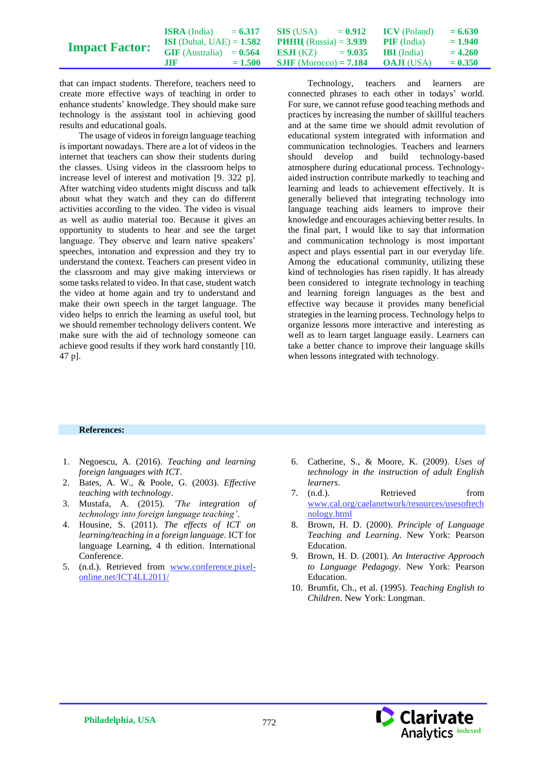that can impact students. Therefore, teachers need to create more effective ways of teaching in order to enhance students' knowledge. They should make sure technology is the assistant tool in achieving good results and educational goals.

The usage of videos in foreign language teaching is important nowadays. There are a lot of videos in the internet that teachers can show their students during the classes. Using videos in the classroom helps to increase level of interest and motivation [9. 322 p]. After watching video students might discuss and talk about what they watch and they can do different activities according to the video. The video is visual as well as audio material too. Because it gives an opportunity to students to hear and see the target language. They observe and learn native speakers' speeches, intonation and expression and they try to understand the context. Teachers can present video in the classroom and may give making interviews or some tasks related to video. In that case, student watch the video at home again and try to understand and make their own speech in the target language. The video helps to enrich the learning as useful tool, but we should remember technology delivers content. We make sure with the aid of technology someone can achieve good results if they work hard constantly [10. 47 p].

Technology, teachers and learners are connected phrases to each other in todays' world. For sure, we cannot refuse good teaching methods and practices by increasing the number of skillful teachers and at the same time we should admit revolution of educational system integrated with information and communication technologies. Teachers and learners should develop and build technology-based atmosphere during educational process. Technology-aided instruction contribute markedly to teaching and learning and leads to achievement effectively. It is generally believed that integrating technology into language teaching aids learners to improve their knowledge and encourages achieving better results. In the final part, I would like to say that information and communication technology is most important aspect and plays essential part in our everyday life. Among the educational community, utilizing these kind of technologies has risen rapidly. It has already been considered to integrate technology in teaching and learning foreign languages as the best and effective way because it provides many beneficial strategies in the learning process. Technology helps to organize lessons more interactive and interesting as well as to learn target language easily. Learners can take a better chance to improve their language skills when lessons integrated with technology.

**References:**

1. Negoescu, A. (2016). *Teaching and learning foreign languages with ICT.*
2. Bates, A. W., & Poole, G. (2003). *Effective teaching with technology*.
3. Mustafa, A. (2015). *'The integration of technology into foreign language teaching'*.
4. Housine, S. (2011). *The effects of ICT on learning/teaching in a foreign language.* ICT for language Learning, 4 th edition. International Conference.
5. (n.d.). Retrieved from www.conference.pixel-online.net/ICT4LL2011/
6. Catherine, S., & Moore, K. (2009). *Uses of technology in the instruction of adult English learners*.
7. (n.d.). Retrieved from www.cal.org/caelanetwork/resources/usesoftechnology.html
8. Brown, H. D. (2000). *Principle of Language Teaching and Learning*. New York: Pearson Education.
9. Brown, H. D. (2001). *An Interactive Approach to Language Pedagogy*. New York: Pearson Education.
10. Brumfit, Ch., et al. (1995). *Teaching English to Children*. New York: Longman.